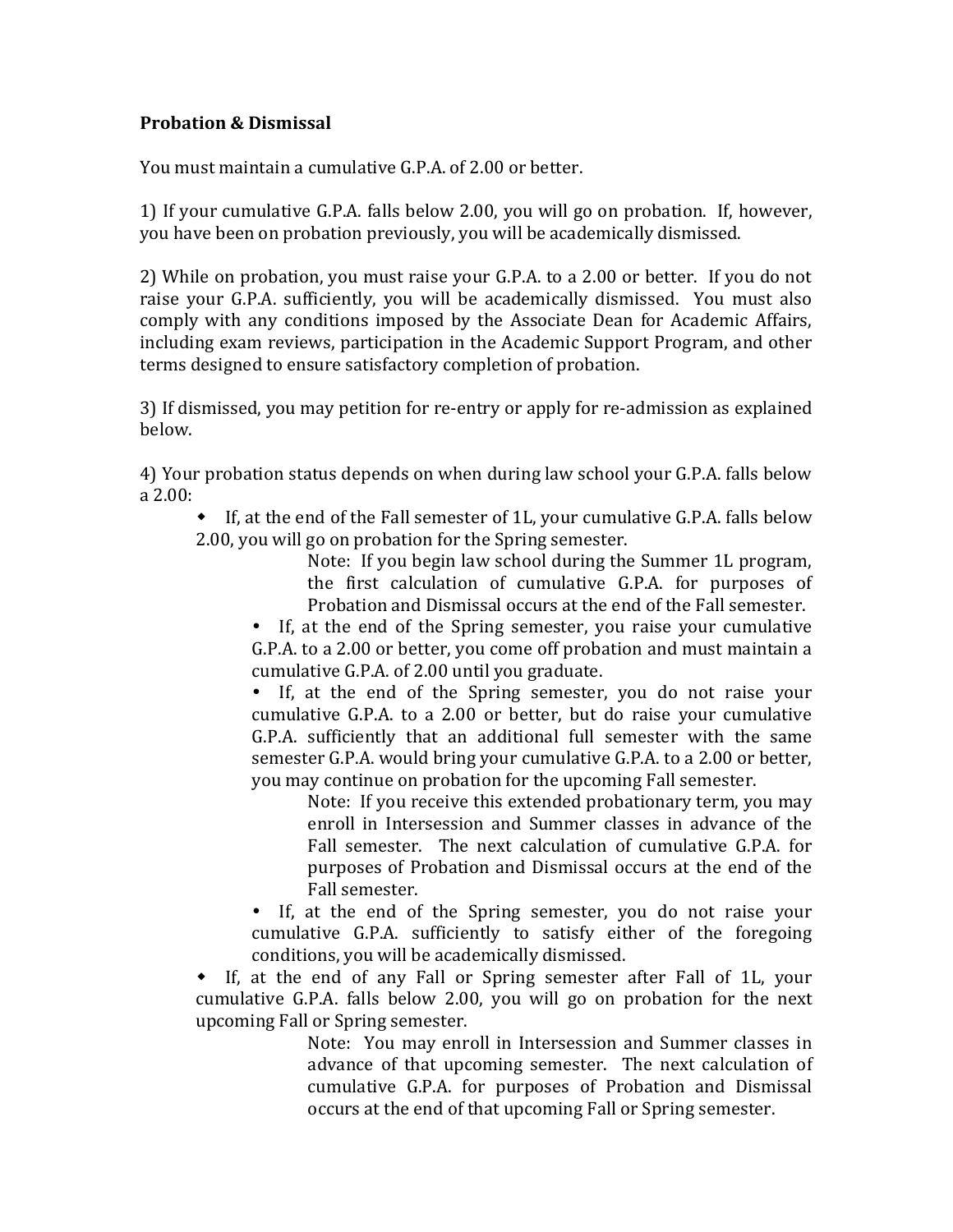**Probation & Dismissal**

You must maintain a cumulative G.P.A. of 2.00 or better.

1) If your cumulative G.P.A. falls below 2.00, you will go on probation. If, however, you have been on probation previously, you will be academically dismissed.

2) While on probation, you must raise your G.P.A. to a 2.00 or better. If you do not raise your G.P.A. sufficiently, you will be academically dismissed. You must also comply with any conditions imposed by the Associate Dean for Academic Affairs, including exam reviews, participation in the Academic Support Program, and other terms designed to ensure satisfactory completion of probation.

3) If dismissed, you may petition for re-entry or apply for re-admission as explained below.

4) Your probation status depends on when during law school your G.P.A. falls below a 2.00:

- If, at the end of the Fall semester of 1L, your cumulative G.P.A. falls below 2.00, you will go on probation for the Spring semester.

  Note: If you begin law school during the Summer 1L program, the first calculation of cumulative G.P.A. for purposes of Probation and Dismissal occurs at the end of the Fall semester.

  - If, at the end of the Spring semester, you raise your cumulative G.P.A. to a 2.00 or better, you come off probation and must maintain a cumulative G.P.A. of 2.00 until you graduate.
  - If, at the end of the Spring semester, you do not raise your cumulative G.P.A. to a 2.00 or better, but do raise your cumulative G.P.A. sufficiently that an additional full semester with the same semester G.P.A. would bring your cumulative G.P.A. to a 2.00 or better, you may continue on probation for the upcoming Fall semester.

    Note: If you receive this extended probationary term, you may enroll in Intersession and Summer classes in advance of the Fall semester. The next calculation of cumulative G.P.A. for purposes of Probation and Dismissal occurs at the end of the Fall semester.

  - If, at the end of the Spring semester, you do not raise your cumulative G.P.A. sufficiently to satisfy either of the foregoing conditions, you will be academically dismissed.

- If, at the end of any Fall or Spring semester after Fall of 1L, your cumulative G.P.A. falls below 2.00, you will go on probation for the next upcoming Fall or Spring semester.

  Note: You may enroll in Intersession and Summer classes in advance of that upcoming semester. The next calculation of cumulative G.P.A. for purposes of Probation and Dismissal occurs at the end of that upcoming Fall or Spring semester.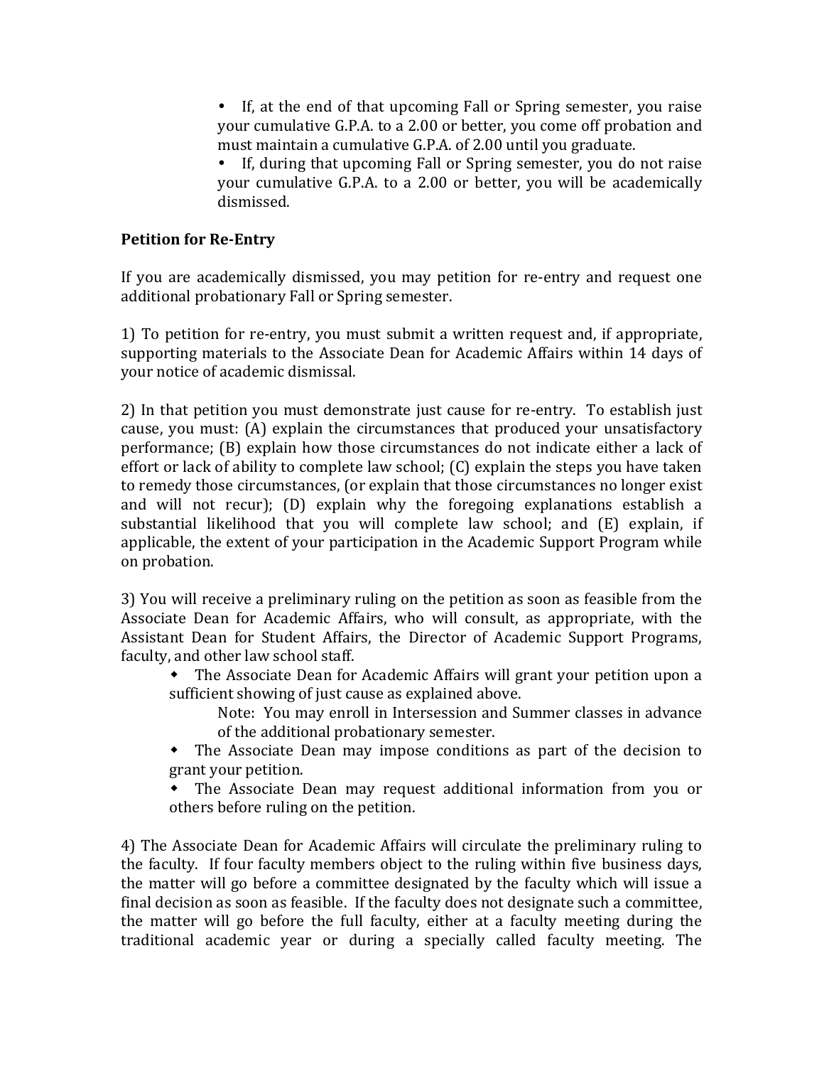- If, at the end of that upcoming Fall or Spring semester, you raise your cumulative G.P.A. to a 2.00 or better, you come off probation and must maintain a cumulative G.P.A. of 2.00 until you graduate.
- If, during that upcoming Fall or Spring semester, you do not raise your cumulative G.P.A. to a 2.00 or better, you will be academically dismissed.

**Petition for Re-Entry**

If you are academically dismissed, you may petition for re-entry and request one additional probationary Fall or Spring semester.

1) To petition for re-entry, you must submit a written request and, if appropriate, supporting materials to the Associate Dean for Academic Affairs within 14 days of your notice of academic dismissal.

2) In that petition you must demonstrate just cause for re-entry. To establish just cause, you must: (A) explain the circumstances that produced your unsatisfactory performance; (B) explain how those circumstances do not indicate either a lack of effort or lack of ability to complete law school; (C) explain the steps you have taken to remedy those circumstances, (or explain that those circumstances no longer exist and will not recur); (D) explain why the foregoing explanations establish a substantial likelihood that you will complete law school; and (E) explain, if applicable, the extent of your participation in the Academic Support Program while on probation.

3) You will receive a preliminary ruling on the petition as soon as feasible from the Associate Dean for Academic Affairs, who will consult, as appropriate, with the Assistant Dean for Student Affairs, the Director of Academic Support Programs, faculty, and other law school staff.

- The Associate Dean for Academic Affairs will grant your petition upon a sufficient showing of just cause as explained above.

  Note: You may enroll in Intersession and Summer classes in advance of the additional probationary semester.

- The Associate Dean may impose conditions as part of the decision to grant your petition.
- The Associate Dean may request additional information from you or others before ruling on the petition.

4) The Associate Dean for Academic Affairs will circulate the preliminary ruling to the faculty. If four faculty members object to the ruling within five business days, the matter will go before a committee designated by the faculty which will issue a final decision as soon as feasible. If the faculty does not designate such a committee, the matter will go before the full faculty, either at a faculty meeting during the traditional academic year or during a specially called faculty meeting. The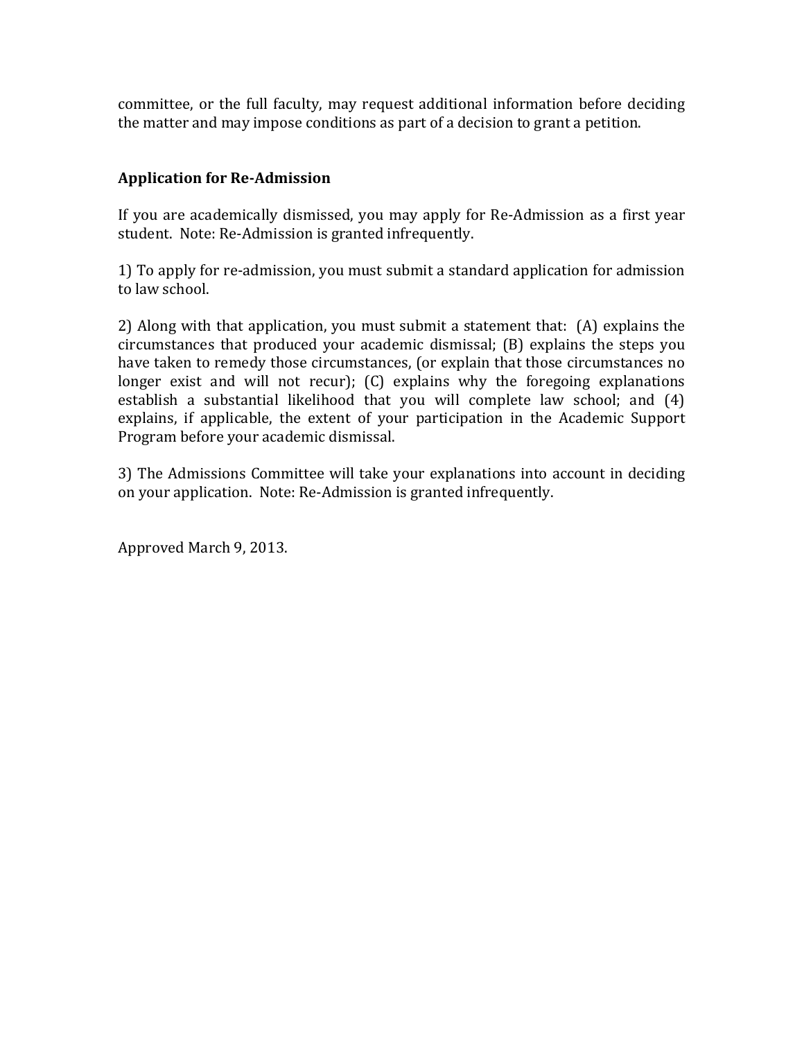committee, or the full faculty, may request additional information before deciding the matter and may impose conditions as part of a decision to grant a petition.

**Application for Re-Admission**

If you are academically dismissed, you may apply for Re-Admission as a first year student. Note: Re-Admission is granted infrequently.

1) To apply for re-admission, you must submit a standard application for admission to law school.

2) Along with that application, you must submit a statement that: (A) explains the circumstances that produced your academic dismissal; (B) explains the steps you have taken to remedy those circumstances, (or explain that those circumstances no longer exist and will not recur); (C) explains why the foregoing explanations establish a substantial likelihood that you will complete law school; and (4) explains, if applicable, the extent of your participation in the Academic Support Program before your academic dismissal.

3) The Admissions Committee will take your explanations into account in deciding on your application. Note: Re-Admission is granted infrequently.

Approved March 9, 2013.